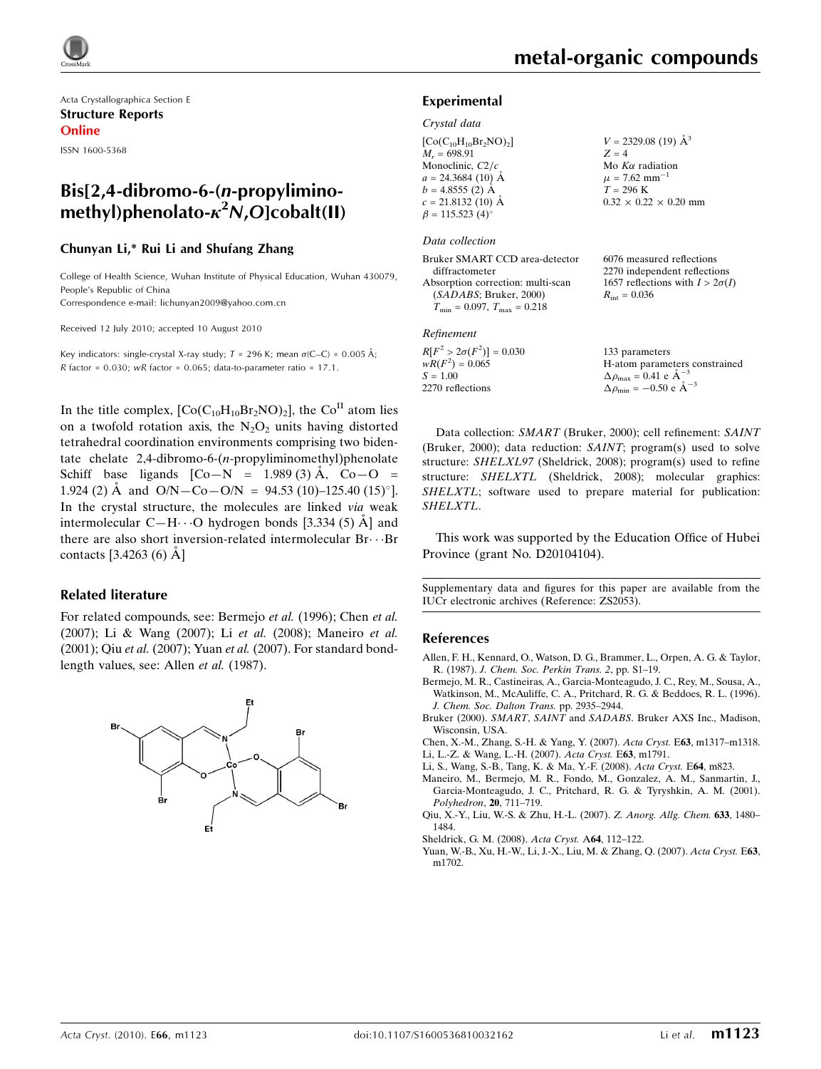Acta Crystallographica Section E
**Structure Reports**
**Online**

ISSN 1600-5368

# Bis[2,4-dibromo-6-(*n*-propyliminomethyl)phenolato-$\kappa^2N,O$]cobalt(II)

**Chunyan Li,\* Rui Li and Shufang Zhang**

College of Health Science, Wuhan Institute of Physical Education, Wuhan 430079, People's Republic of China
Correspondence e-mail: lichunyan2009@yahoo.com.cn

Received 12 July 2010; accepted 10 August 2010

Key indicators: single-crystal X-ray study; $T$ = 296 K; mean $\sigma$(C–C) = 0.005 Å; $R$ factor = 0.030; $wR$ factor = 0.065; data-to-parameter ratio = 17.1.

In the title complex, $[Co(C_{10}H_{10}Br_2NO)_2]$, the $Co^{II}$ atom lies on a twofold rotation axis, the $N_2O_2$ units having distorted tetrahedral coordination environments comprising two bidentate chelate 2,4-dibromo-6-(*n*-propyliminomethyl)phenolate Schiff base ligands [Co—N = 1.989 (3) Å, Co—O = 1.924 (2) Å and O/N—Co—O/N = 94.53 (10)–125.40 (15)°]. In the crystal structure, the molecules are linked *via* weak intermolecular C—H⋯O hydrogen bonds [3.334 (5) Å] and there are also short inversion-related intermolecular Br⋯Br contacts [3.4263 (6) Å]

## Related literature

For related compounds, see: Bermejo *et al.* (1996); Chen *et al.* (2007); Li & Wang (2007); Li *et al.* (2008); Maneiro *et al.* (2001); Qiu *et al.* (2007); Yuan *et al.* (2007). For standard bond-length values, see: Allen *et al.* (1987).

## Experimental

### Crystal data

$[Co(C_{10}H_{10}Br_2NO)_2]$
$M_r$ = 698.91
Monoclinic, $C2/c$
$a$ = 24.3684 (10) Å
$b$ = 4.8555 (2) Å
$c$ = 21.8132 (10) Å
$\beta$ = 115.523 (4)°
$V$ = 2329.08 (19) Å$^3$
$Z$ = 4
Mo $K\alpha$ radiation
$\mu$ = 7.62 mm$^{-1}$
$T$ = 296 K
0.32 × 0.22 × 0.20 mm

### Data collection

Bruker SMART CCD area-detector diffractometer
Absorption correction: multi-scan (*SADABS*; Bruker, 2000)
$T_{min}$ = 0.097, $T_{max}$ = 0.218
6076 measured reflections
2270 independent reflections
1657 reflections with $I > 2\sigma(I)$
$R_{int}$ = 0.036

### Refinement

$R[F^2 > 2\sigma(F^2)]$ = 0.030
$wR(F^2)$ = 0.065
$S$ = 1.00
2270 reflections
133 parameters
H-atom parameters constrained
$\Delta\rho_{max}$ = 0.41 e Å$^{-3}$
$\Delta\rho_{min}$ = −0.50 e Å$^{-3}$

Data collection: *SMART* (Bruker, 2000); cell refinement: *SAINT* (Bruker, 2000); data reduction: *SAINT*; program(s) used to solve structure: *SHELXL97* (Sheldrick, 2008); program(s) used to refine structure: *SHELXTL* (Sheldrick, 2008); molecular graphics: *SHELXTL*; software used to prepare material for publication: *SHELXTL*.

This work was supported by the Education Office of Hubei Province (grant No. D20104104).

Supplementary data and figures for this paper are available from the IUCr electronic archives (Reference: ZS2053).

## References

Allen, F. H., Kennard, O., Watson, D. G., Brammer, L., Orpen, A. G. & Taylor, R. (1987). *J. Chem. Soc. Perkin Trans. 2*, pp. S1–19.
Bermejo, M. R., Castineiras, A., Garcia-Monteagudo, J. C., Rey, M., Sousa, A., Watkinson, M., McAuliffe, C. A., Pritchard, R. G. & Beddoes, R. L. (1996). *J. Chem. Soc. Dalton Trans.* pp. 2935–2944.
Bruker (2000). *SMART*, *SAINT* and *SADABS*. Bruker AXS Inc., Madison, Wisconsin, USA.
Chen, X.-M., Zhang, S.-H. & Yang, Y. (2007). *Acta Cryst.* E**63**, m1317–m1318.
Li, L.-Z. & Wang, L.-H. (2007). *Acta Cryst.* E**63**, m1791.
Li, S., Wang, S.-B., Tang, K. & Ma, Y.-F. (2008). *Acta Cryst.* E**64**, m823.
Maneiro, M., Bermejo, M. R., Fondo, M., Gonzalez, A. M., Sanmartin, J., Garcia-Monteagudo, J. C., Pritchard, R. G. & Tyryshkin, A. M. (2001). *Polyhedron*, **20**, 711–719.
Qiu, X.-Y., Liu, W.-S. & Zhu, H.-L. (2007). *Z. Anorg. Allg. Chem.* **633**, 1480–1484.
Sheldrick, G. M. (2008). *Acta Cryst.* A**64**, 112–122.
Yuan, W.-B., Xu, H.-W., Li, J.-X., Liu, M. & Zhang, Q. (2007). *Acta Cryst.* E**63**, m1702.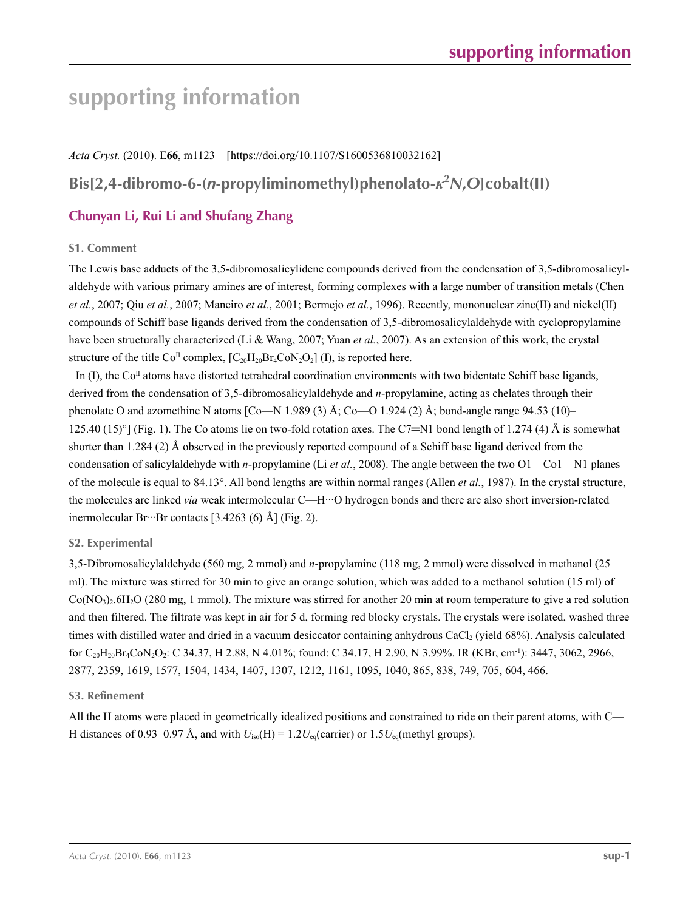# supporting information

*Acta Cryst.* (2010). E**66**, m1123 [https://doi.org/10.1107/S1600536810032162]

## Bis[2,4-dibromo-6-(*n*-propyliminomethyl)phenolato-$\kappa^2N,O$]cobalt(II)

**Chunyan Li, Rui Li and Shufang Zhang**

### S1. Comment

The Lewis base adducts of the 3,5-dibromosalicylidene compounds derived from the condensation of 3,5-dibromosalicylaldehyde with various primary amines are of interest, forming complexes with a large number of transition metals (Chen *et al.*, 2007; Qiu *et al.*, 2007; Maneiro *et al.*, 2001; Bermejo *et al.*, 1996). Recently, mononuclear zinc(II) and nickel(II) compounds of Schiff base ligands derived from the condensation of 3,5-dibromosalicylaldehyde with cyclopropylamine have been structurally characterized (Li & Wang, 2007; Yuan *et al.*, 2007). As an extension of this work, the crystal structure of the title $Co^{II}$ complex, $[C_{20}H_{20}Br_4CoN_2O_2]$ (I), is reported here.

In (I), the $Co^{II}$ atoms have distorted tetrahedral coordination environments with two bidentate Schiff base ligands, derived from the condensation of 3,5-dibromosalicylaldehyde and *n*-propylamine, acting as chelates through their phenolate O and azomethine N atoms [Co—N 1.989 (3) Å; Co—O 1.924 (2) Å; bond-angle range 94.53 (10)–125.40 (15)°] (Fig. 1). The Co atoms lie on two-fold rotation axes. The C7═N1 bond length of 1.274 (4) Å is somewhat shorter than 1.284 (2) Å observed in the previously reported compound of a Schiff base ligand derived from the condensation of salicylaldehyde with *n*-propylamine (Li *et al.*, 2008). The angle between the two O1—Co1—N1 planes of the molecule is equal to 84.13°. All bond lengths are within normal ranges (Allen *et al.*, 1987). In the crystal structure, the molecules are linked *via* weak intermolecular C—H···O hydrogen bonds and there are also short inversion-related inermolecular Br···Br contacts [3.4263 (6) Å] (Fig. 2).

### S2. Experimental

3,5-Dibromosalicylaldehyde (560 mg, 2 mmol) and *n*-propylamine (118 mg, 2 mmol) were dissolved in methanol (25 ml). The mixture was stirred for 30 min to give an orange solution, which was added to a methanol solution (15 ml) of $Co(NO_3)_2.6H_2O$ (280 mg, 1 mmol). The mixture was stirred for another 20 min at room temperature to give a red solution and then filtered. The filtrate was kept in air for 5 d, forming red blocky crystals. The crystals were isolated, washed three times with distilled water and dried in a vacuum desiccator containing anhydrous $CaCl_2$ (yield 68%). Analysis calculated for $C_{20}H_{20}Br_4CoN_2O_2$: C 34.37, H 2.88, N 4.01%; found: C 34.17, H 2.90, N 3.99%. IR (KBr, $cm^{-1}$): 3447, 3062, 2966, 2877, 2359, 1619, 1577, 1504, 1434, 1407, 1307, 1212, 1161, 1095, 1040, 865, 838, 749, 705, 604, 466.

### S3. Refinement

All the H atoms were placed in geometrically idealized positions and constrained to ride on their parent atoms, with C—H distances of 0.93–0.97 Å, and with $U_{iso}(H) = 1.2U_{eq}$(carrier) or $1.5U_{eq}$(methyl groups).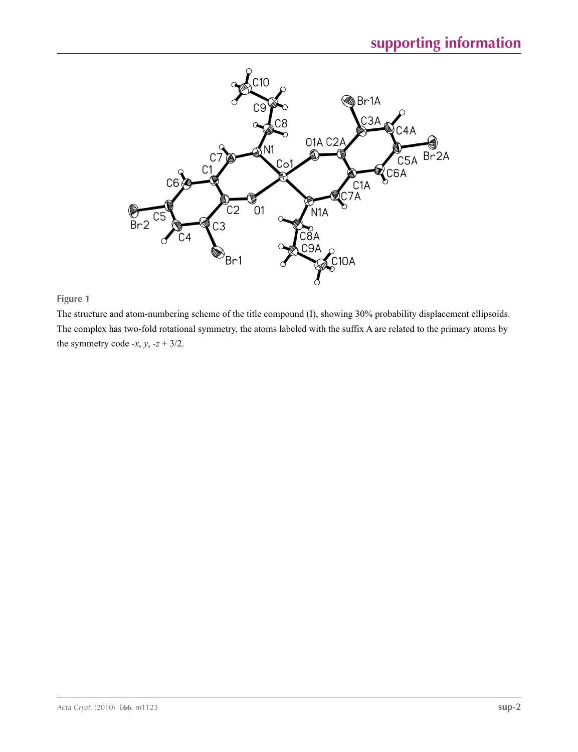**Figure 1**

The structure and atom-numbering scheme of the title compound (I), showing 30% probability displacement ellipsoids. The complex has two-fold rotational symmetry, the atoms labeled with the suffix A are related to the primary atoms by the symmetry code $-x$, $y$, $-z + 3/2$.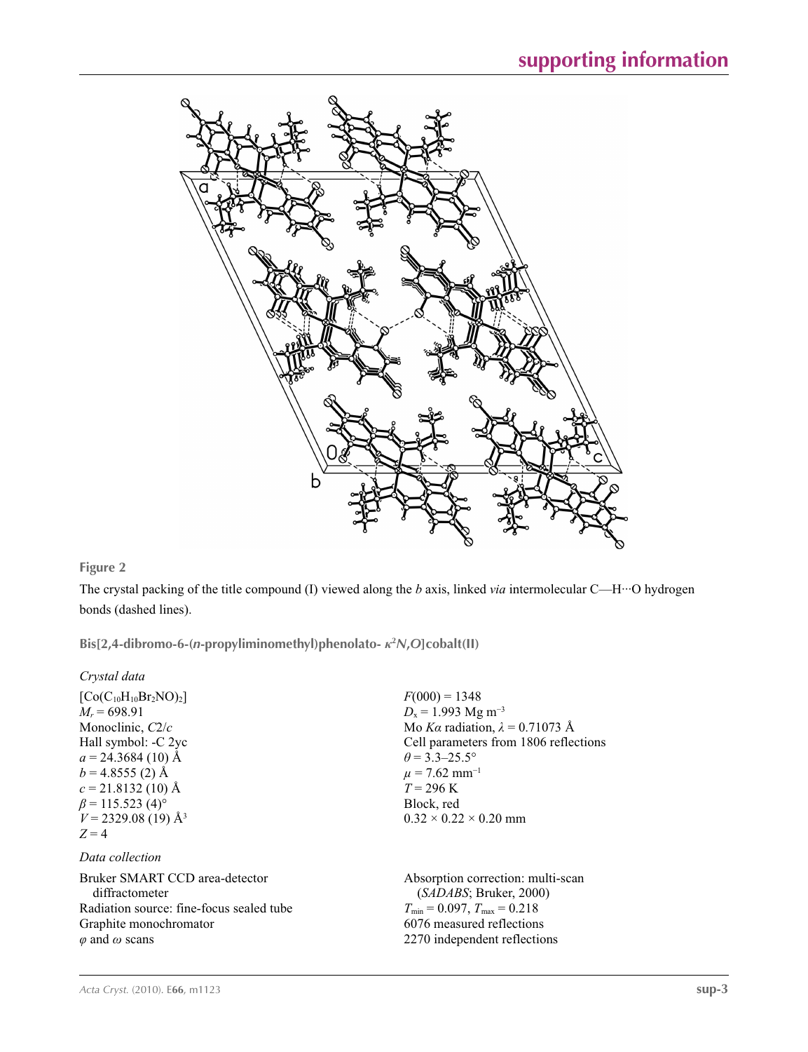**Figure 2**

The crystal packing of the title compound (I) viewed along the *b* axis, linked *via* intermolecular C—H···O hydrogen bonds (dashed lines).

**Bis[2,4-dibromo-6-(*n*-propyliminomethyl)phenolato- $\kappa^2N,O$]cobalt(II)**

### *Crystal data*

$[Co(C_{10}H_{10}Br_2NO)_2]$
$M_r = 698.91$
Monoclinic, $C2/c$
Hall symbol: -C 2yc
$a = 24.3684$ (10) Å
$b = 4.8555$ (2) Å
$c = 21.8132$ (10) Å
$\beta = 115.523$ (4)°
$V = 2329.08$ (19) Å$^3$
$Z = 4$
$F(000) = 1348$
$D_x = 1.993$ Mg m$^{-3}$
Mo $K\alpha$ radiation, $\lambda = 0.71073$ Å
Cell parameters from 1806 reflections
$\theta = 3.3$–25.5°
$\mu = 7.62$ mm$^{-1}$
$T = 296$ K
Block, red
$0.32 \times 0.22 \times 0.20$ mm

### *Data collection*

Bruker SMART CCD area-detector diffractometer
Radiation source: fine-focus sealed tube
Graphite monochromator
$\varphi$ and $\omega$ scans
Absorption correction: multi-scan (*SADABS*; Bruker, 2000)
$T_{min} = 0.097$, $T_{max} = 0.218$
6076 measured reflections
2270 independent reflections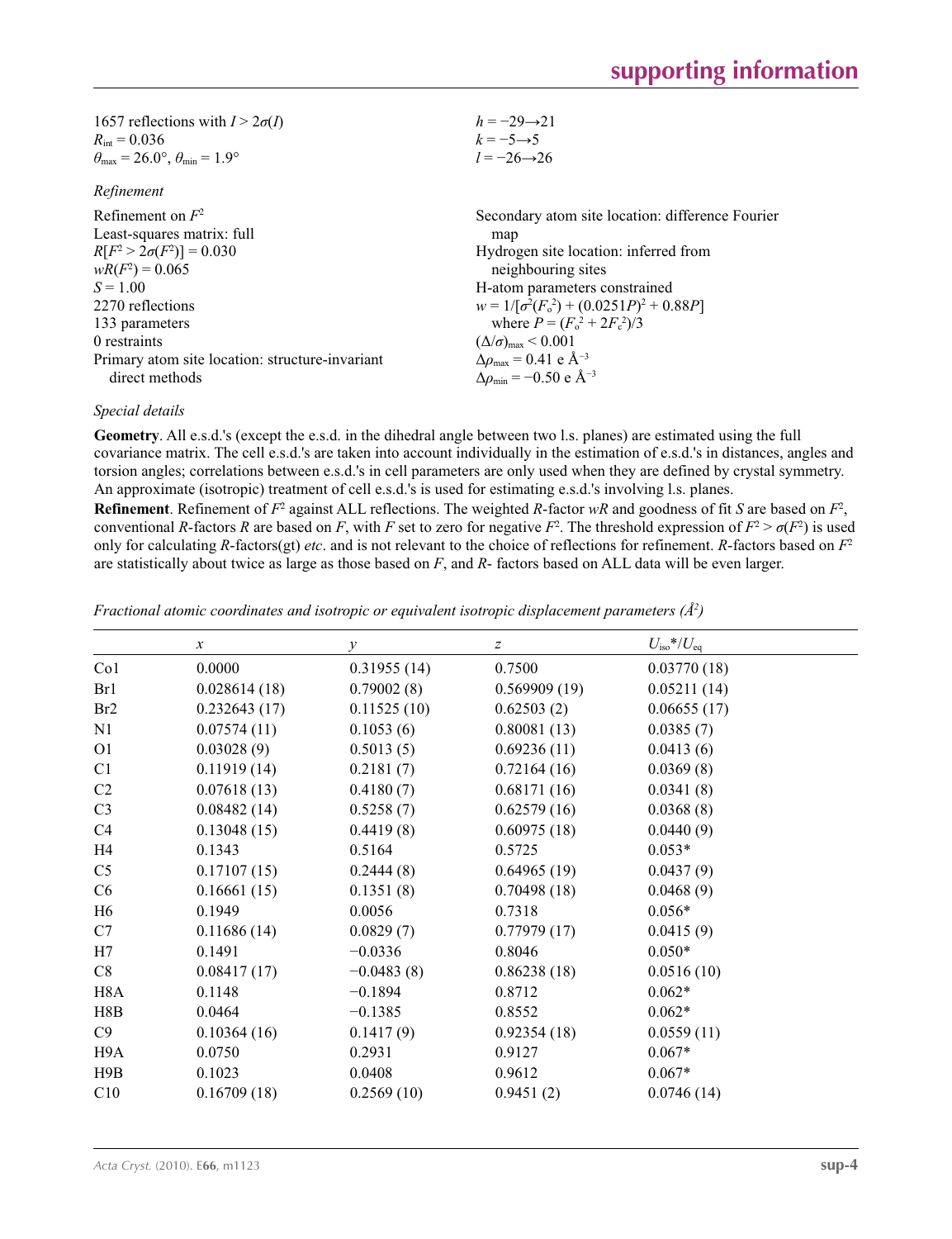1657 reflections with $I > 2\sigma(I)$
$R_{\rm int} = 0.036$
$\theta_{\rm max} = 26.0°$, $\theta_{\rm min} = 1.9°$
$h = -29 \rightarrow 21$
$k = -5 \rightarrow 5$
$l = -26 \rightarrow 26$

*Refinement*

Refinement on $F^2$
Least-squares matrix: full
$R[F^2 > 2\sigma(F^2)] = 0.030$
$wR(F^2) = 0.065$
$S = 1.00$
2270 reflections
133 parameters
0 restraints
Primary atom site location: structure-invariant direct methods
Secondary atom site location: difference Fourier map
Hydrogen site location: inferred from neighbouring sites
H-atom parameters constrained
$w = 1/[\sigma^2(F_o^2) + (0.0251P)^2 + 0.88P]$ where $P = (F_o^2 + 2F_c^2)/3$
$(\Delta/\sigma)_{\rm max} < 0.001$
$\Delta\rho_{\rm max} = 0.41$ e Å$^{-3}$
$\Delta\rho_{\rm min} = -0.50$ e Å$^{-3}$

*Special details*

**Geometry**. All e.s.d.'s (except the e.s.d. in the dihedral angle between two l.s. planes) are estimated using the full covariance matrix. The cell e.s.d.'s are taken into account individually in the estimation of e.s.d.'s in distances, angles and torsion angles; correlations between e.s.d.'s in cell parameters are only used when they are defined by crystal symmetry. An approximate (isotropic) treatment of cell e.s.d.'s is used for estimating e.s.d.'s involving l.s. planes.

**Refinement**. Refinement of $F^2$ against ALL reflections. The weighted $R$-factor $wR$ and goodness of fit $S$ are based on $F^2$, conventional $R$-factors $R$ are based on $F$, with $F$ set to zero for negative $F^2$. The threshold expression of $F^2 > \sigma(F^2)$ is used only for calculating $R$-factors(gt) *etc*. and is not relevant to the choice of reflections for refinement. $R$-factors based on $F^2$ are statistically about twice as large as those based on $F$, and $R$- factors based on ALL data will be even larger.

*Fractional atomic coordinates and isotropic or equivalent isotropic displacement parameters (Å$^2$)*

| | $x$ | $y$ | $z$ | $U_{\rm iso}$\*/$U_{\rm eq}$ |
|---|---|---|---|---|
| Co1 | 0.0000 | 0.31955 (14) | 0.7500 | 0.03770 (18) |
| Br1 | 0.028614 (18) | 0.79002 (8) | 0.569909 (19) | 0.05211 (14) |
| Br2 | 0.232643 (17) | 0.11525 (10) | 0.62503 (2) | 0.06655 (17) |
| N1 | 0.07574 (11) | 0.1053 (6) | 0.80081 (13) | 0.0385 (7) |
| O1 | 0.03028 (9) | 0.5013 (5) | 0.69236 (11) | 0.0413 (6) |
| C1 | 0.11919 (14) | 0.2181 (7) | 0.72164 (16) | 0.0369 (8) |
| C2 | 0.07618 (13) | 0.4180 (7) | 0.68171 (16) | 0.0341 (8) |
| C3 | 0.08482 (14) | 0.5258 (7) | 0.62579 (16) | 0.0368 (8) |
| C4 | 0.13048 (15) | 0.4419 (8) | 0.60975 (18) | 0.0440 (9) |
| H4 | 0.1343 | 0.5164 | 0.5725 | 0.053* |
| C5 | 0.17107 (15) | 0.2444 (8) | 0.64965 (19) | 0.0437 (9) |
| C6 | 0.16661 (15) | 0.1351 (8) | 0.70498 (18) | 0.0468 (9) |
| H6 | 0.1949 | 0.0056 | 0.7318 | 0.056* |
| C7 | 0.11686 (14) | 0.0829 (7) | 0.77979 (17) | 0.0415 (9) |
| H7 | 0.1491 | −0.0336 | 0.8046 | 0.050* |
| C8 | 0.08417 (17) | −0.0483 (8) | 0.86238 (18) | 0.0516 (10) |
| H8A | 0.1148 | −0.1894 | 0.8712 | 0.062* |
| H8B | 0.0464 | −0.1385 | 0.8552 | 0.062* |
| C9 | 0.10364 (16) | 0.1417 (9) | 0.92354 (18) | 0.0559 (11) |
| H9A | 0.0750 | 0.2931 | 0.9127 | 0.067* |
| H9B | 0.1023 | 0.0408 | 0.9612 | 0.067* |
| C10 | 0.16709 (18) | 0.2569 (10) | 0.9451 (2) | 0.0746 (14) |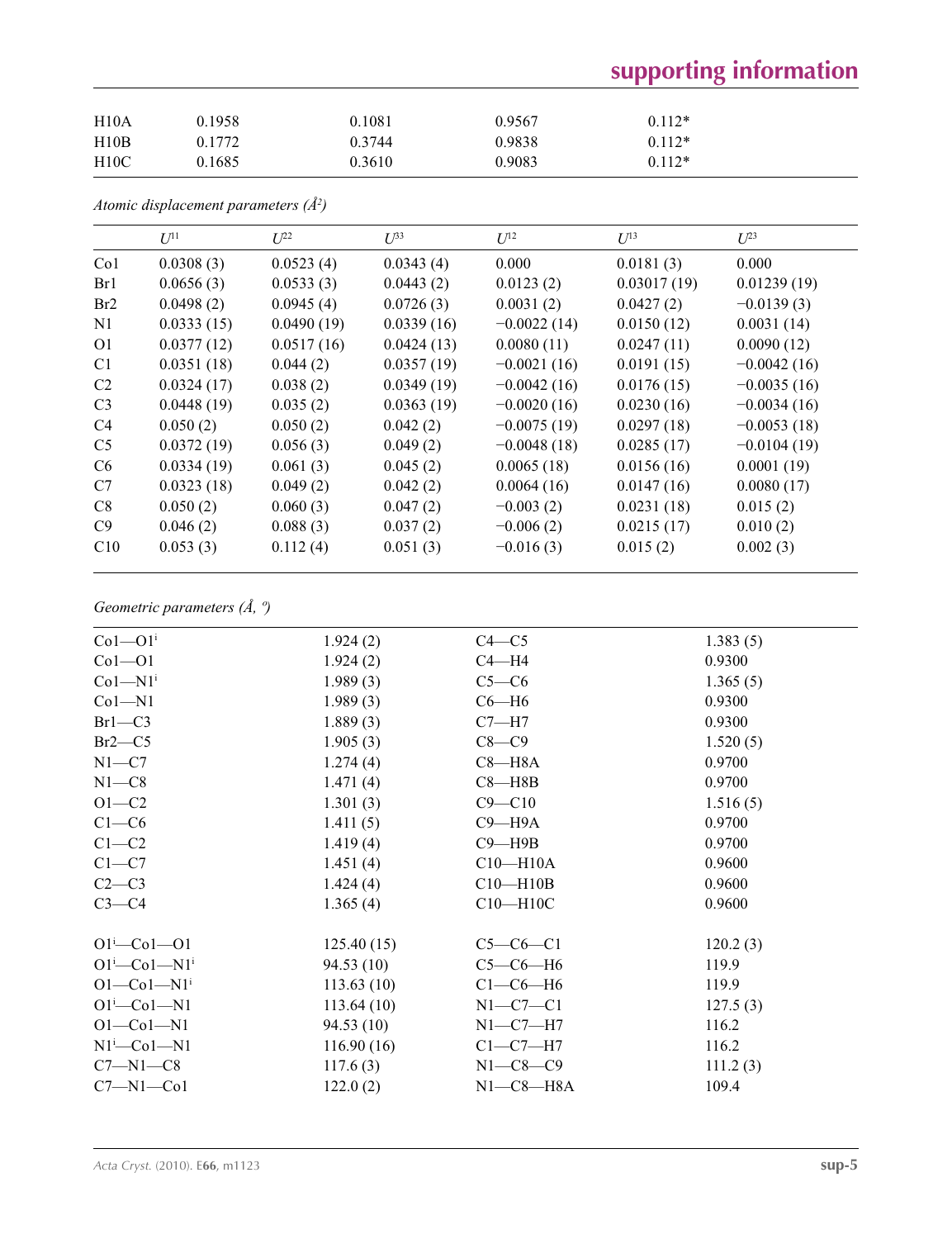| | | | | |
|---|---|---|---|---|
| H10A | 0.1958 | 0.1081 | 0.9567 | 0.112* |
| H10B | 0.1772 | 0.3744 | 0.9838 | 0.112* |
| H10C | 0.1685 | 0.3610 | 0.9083 | 0.112* |

*Atomic displacement parameters (Å²)*

| | $U^{11}$ | $U^{22}$ | $U^{33}$ | $U^{12}$ | $U^{13}$ | $U^{23}$ |
|---|---|---|---|---|---|---|
| Co1 | 0.0308 (3) | 0.0523 (4) | 0.0343 (4) | 0.000 | 0.0181 (3) | 0.000 |
| Br1 | 0.0656 (3) | 0.0533 (3) | 0.0443 (2) | 0.0123 (2) | 0.03017 (19) | 0.01239 (19) |
| Br2 | 0.0498 (2) | 0.0945 (4) | 0.0726 (3) | 0.0031 (2) | 0.0427 (2) | −0.0139 (3) |
| N1 | 0.0333 (15) | 0.0490 (19) | 0.0339 (16) | −0.0022 (14) | 0.0150 (12) | 0.0031 (14) |
| O1 | 0.0377 (12) | 0.0517 (16) | 0.0424 (13) | 0.0080 (11) | 0.0247 (11) | 0.0090 (12) |
| C1 | 0.0351 (18) | 0.044 (2) | 0.0357 (19) | −0.0021 (16) | 0.0191 (15) | −0.0042 (16) |
| C2 | 0.0324 (17) | 0.038 (2) | 0.0349 (19) | −0.0042 (16) | 0.0176 (15) | −0.0035 (16) |
| C3 | 0.0448 (19) | 0.035 (2) | 0.0363 (19) | −0.0020 (16) | 0.0230 (16) | −0.0034 (16) |
| C4 | 0.050 (2) | 0.050 (2) | 0.042 (2) | −0.0075 (19) | 0.0297 (18) | −0.0053 (18) |
| C5 | 0.0372 (19) | 0.056 (3) | 0.049 (2) | −0.0048 (18) | 0.0285 (17) | −0.0104 (19) |
| C6 | 0.0334 (19) | 0.061 (3) | 0.045 (2) | 0.0065 (18) | 0.0156 (16) | 0.0001 (19) |
| C7 | 0.0323 (18) | 0.049 (2) | 0.042 (2) | 0.0064 (16) | 0.0147 (16) | 0.0080 (17) |
| C8 | 0.050 (2) | 0.060 (3) | 0.047 (2) | −0.003 (2) | 0.0231 (18) | 0.015 (2) |
| C9 | 0.046 (2) | 0.088 (3) | 0.037 (2) | −0.006 (2) | 0.0215 (17) | 0.010 (2) |
| C10 | 0.053 (3) | 0.112 (4) | 0.051 (3) | −0.016 (3) | 0.015 (2) | 0.002 (3) |

*Geometric parameters (Å, º)*

| | | | |
|---|---|---|---|
| Co1—O1ⁱ | 1.924 (2) | C4—C5 | 1.383 (5) |
| Co1—O1 | 1.924 (2) | C4—H4 | 0.9300 |
| Co1—N1ⁱ | 1.989 (3) | C5—C6 | 1.365 (5) |
| Co1—N1 | 1.989 (3) | C6—H6 | 0.9300 |
| Br1—C3 | 1.889 (3) | C7—H7 | 0.9300 |
| Br2—C5 | 1.905 (3) | C8—C9 | 1.520 (5) |
| N1—C7 | 1.274 (4) | C8—H8A | 0.9700 |
| N1—C8 | 1.471 (4) | C8—H8B | 0.9700 |
| O1—C2 | 1.301 (3) | C9—C10 | 1.516 (5) |
| C1—C6 | 1.411 (5) | C9—H9A | 0.9700 |
| C1—C2 | 1.419 (4) | C9—H9B | 0.9700 |
| C1—C7 | 1.451 (4) | C10—H10A | 0.9600 |
| C2—C3 | 1.424 (4) | C10—H10B | 0.9600 |
| C3—C4 | 1.365 (4) | C10—H10C | 0.9600 |
| | | | |
| O1ⁱ—Co1—O1 | 125.40 (15) | C5—C6—C1 | 120.2 (3) |
| O1ⁱ—Co1—N1ⁱ | 94.53 (10) | C5—C6—H6 | 119.9 |
| O1—Co1—N1ⁱ | 113.63 (10) | C1—C6—H6 | 119.9 |
| O1ⁱ—Co1—N1 | 113.64 (10) | N1—C7—C1 | 127.5 (3) |
| O1—Co1—N1 | 94.53 (10) | N1—C7—H7 | 116.2 |
| N1ⁱ—Co1—N1 | 116.90 (16) | C1—C7—H7 | 116.2 |
| C7—N1—C8 | 117.6 (3) | N1—C8—C9 | 111.2 (3) |
| C7—N1—Co1 | 122.0 (2) | N1—C8—H8A | 109.4 |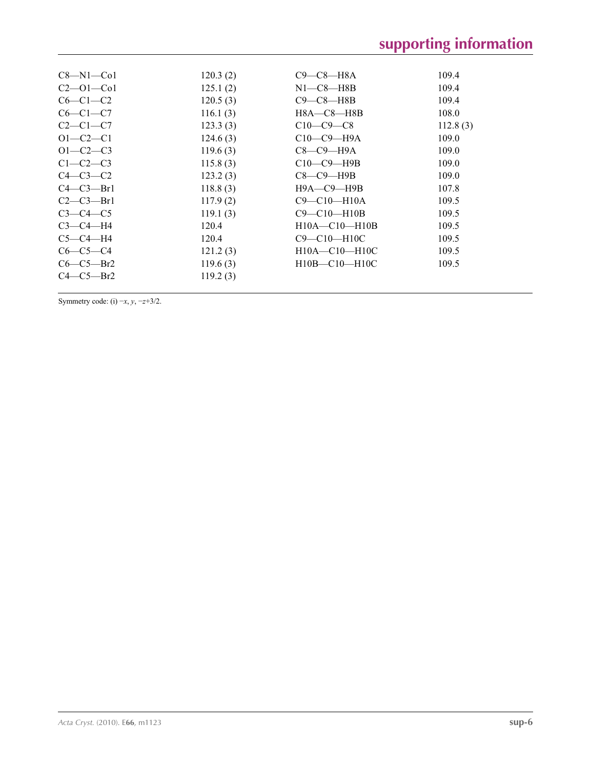| | | | |
|---|---|---|---|
| C8—N1—Co1 | 120.3 (2) | C9—C8—H8A | 109.4 |
| C2—O1—Co1 | 125.1 (2) | N1—C8—H8B | 109.4 |
| C6—C1—C2 | 120.5 (3) | C9—C8—H8B | 109.4 |
| C6—C1—C7 | 116.1 (3) | H8A—C8—H8B | 108.0 |
| C2—C1—C7 | 123.3 (3) | C10—C9—C8 | 112.8 (3) |
| O1—C2—C1 | 124.6 (3) | C10—C9—H9A | 109.0 |
| O1—C2—C3 | 119.6 (3) | C8—C9—H9A | 109.0 |
| C1—C2—C3 | 115.8 (3) | C10—C9—H9B | 109.0 |
| C4—C3—C2 | 123.2 (3) | C8—C9—H9B | 109.0 |
| C4—C3—Br1 | 118.8 (3) | H9A—C9—H9B | 107.8 |
| C2—C3—Br1 | 117.9 (2) | C9—C10—H10A | 109.5 |
| C3—C4—C5 | 119.1 (3) | C9—C10—H10B | 109.5 |
| C3—C4—H4 | 120.4 | H10A—C10—H10B | 109.5 |
| C5—C4—H4 | 120.4 | C9—C10—H10C | 109.5 |
| C6—C5—C4 | 121.2 (3) | H10A—C10—H10C | 109.5 |
| C6—C5—Br2 | 119.6 (3) | H10B—C10—H10C | 109.5 |
| C4—C5—Br2 | 119.2 (3) | | |

Symmetry code: (i) $-x, y, -z+3/2$.